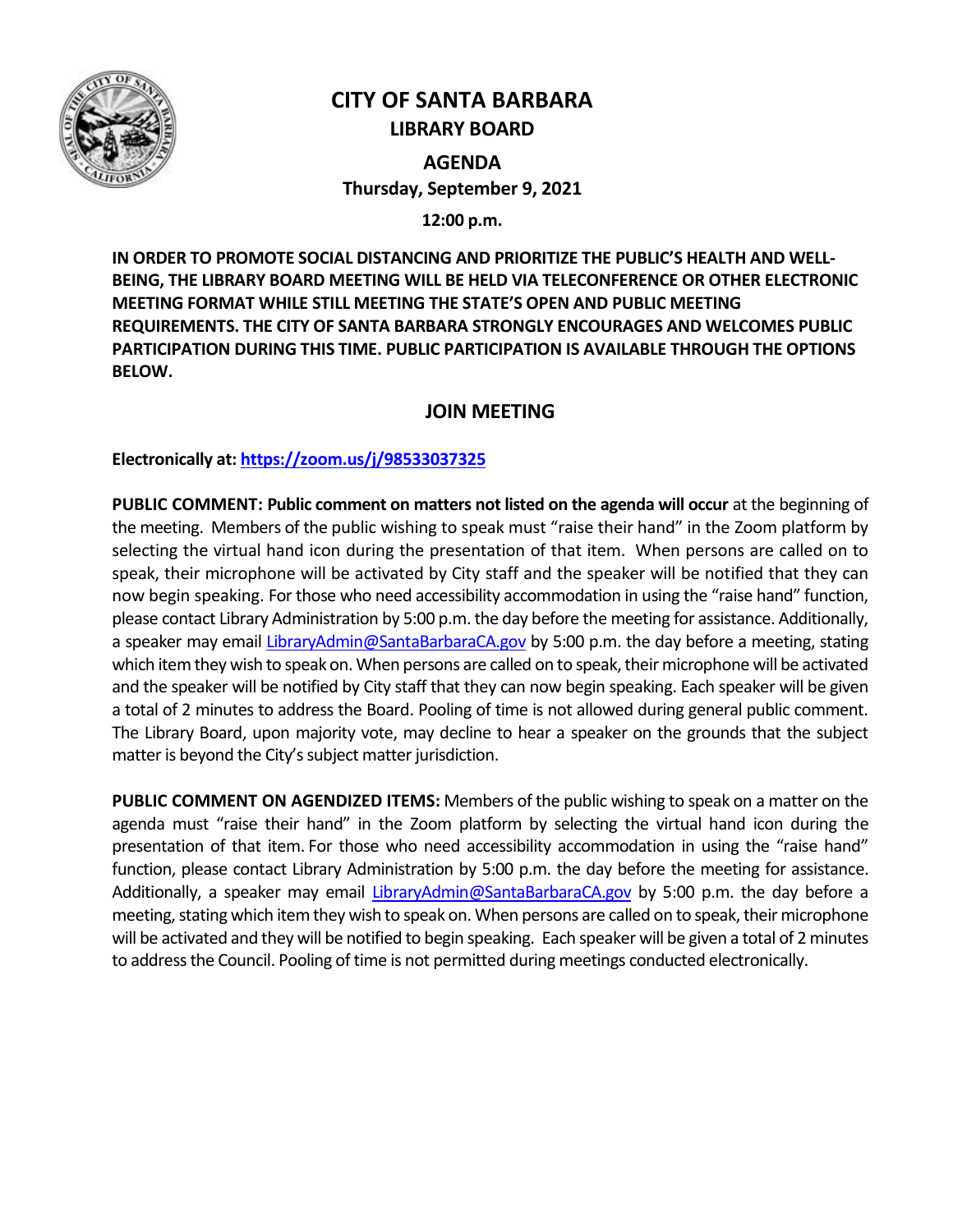# CITY OF SANTA BARBARA

## LIBRARY BOARD

## AGENDA

**Thursday, September 9, 2021**

**12:00 p.m.**

**IN ORDER TO PROMOTE SOCIAL DISTANCING AND PRIORITIZE THE PUBLIC'S HEALTH AND WELL-BEING, THE LIBRARY BOARD MEETING WILL BE HELD VIA TELECONFERENCE OR OTHER ELECTRONIC MEETING FORMAT WHILE STILL MEETING THE STATE'S OPEN AND PUBLIC MEETING REQUIREMENTS. THE CITY OF SANTA BARBARA STRONGLY ENCOURAGES AND WELCOMES PUBLIC PARTICIPATION DURING THIS TIME. PUBLIC PARTICIPATION IS AVAILABLE THROUGH THE OPTIONS BELOW.**

## JOIN MEETING

**Electronically at: https://zoom.us/j/98533037325**

**PUBLIC COMMENT: Public comment on matters not listed on the agenda will occur** at the beginning of the meeting. Members of the public wishing to speak must "raise their hand" in the Zoom platform by selecting the virtual hand icon during the presentation of that item. When persons are called on to speak, their microphone will be activated by City staff and the speaker will be notified that they can now begin speaking. For those who need accessibility accommodation in using the "raise hand" function, please contact Library Administration by 5:00 p.m. the day before the meeting for assistance. Additionally, a speaker may email LibraryAdmin@SantaBarbaraCA.gov by 5:00 p.m. the day before a meeting, stating which item they wish to speak on. When persons are called on to speak, their microphone will be activated and the speaker will be notified by City staff that they can now begin speaking. Each speaker will be given a total of 2 minutes to address the Board. Pooling of time is not allowed during general public comment. The Library Board, upon majority vote, may decline to hear a speaker on the grounds that the subject matter is beyond the City's subject matter jurisdiction.

**PUBLIC COMMENT ON AGENDIZED ITEMS:** Members of the public wishing to speak on a matter on the agenda must "raise their hand" in the Zoom platform by selecting the virtual hand icon during the presentation of that item. For those who need accessibility accommodation in using the "raise hand" function, please contact Library Administration by 5:00 p.m. the day before the meeting for assistance. Additionally, a speaker may email LibraryAdmin@SantaBarbaraCA.gov by 5:00 p.m. the day before a meeting, stating which item they wish to speak on. When persons are called on to speak, their microphone will be activated and they will be notified to begin speaking. Each speaker will be given a total of 2 minutes to address the Council. Pooling of time is not permitted during meetings conducted electronically.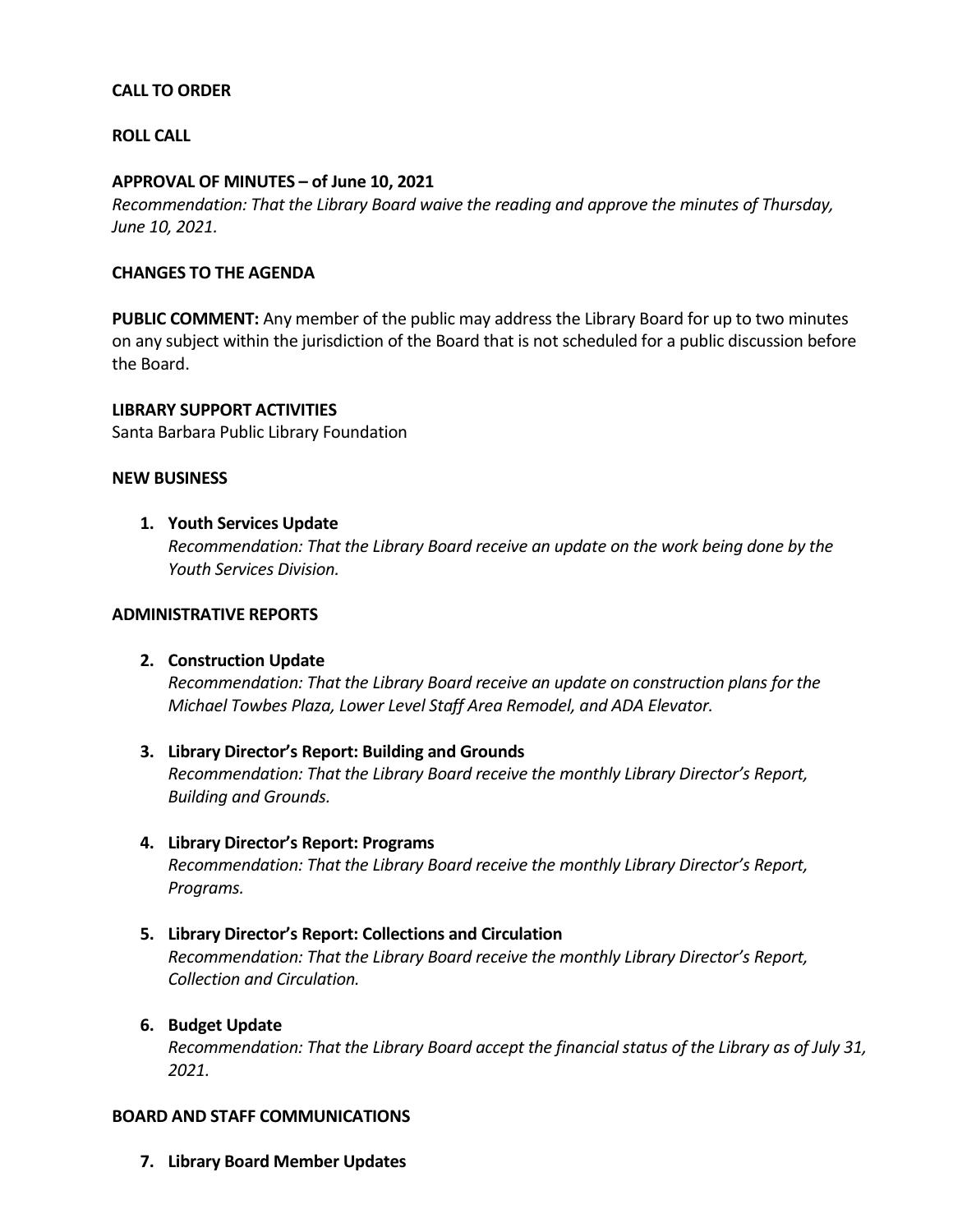**CALL TO ORDER**

**ROLL CALL**

**APPROVAL OF MINUTES – of June 10, 2021**
*Recommendation: That the Library Board waive the reading and approve the minutes of Thursday, June 10, 2021.*

**CHANGES TO THE AGENDA**

**PUBLIC COMMENT:** Any member of the public may address the Library Board for up to two minutes on any subject within the jurisdiction of the Board that is not scheduled for a public discussion before the Board.

**LIBRARY SUPPORT ACTIVITIES**
Santa Barbara Public Library Foundation

**NEW BUSINESS**

1. **Youth Services Update**
   *Recommendation: That the Library Board receive an update on the work being done by the Youth Services Division.*

**ADMINISTRATIVE REPORTS**

2. **Construction Update**
   *Recommendation: That the Library Board receive an update on construction plans for the Michael Towbes Plaza, Lower Level Staff Area Remodel, and ADA Elevator.*

3. **Library Director's Report: Building and Grounds**
   *Recommendation: That the Library Board receive the monthly Library Director's Report, Building and Grounds.*

4. **Library Director's Report: Programs**
   *Recommendation: That the Library Board receive the monthly Library Director's Report, Programs.*

5. **Library Director's Report: Collections and Circulation**
   *Recommendation: That the Library Board receive the monthly Library Director's Report, Collection and Circulation.*

6. **Budget Update**
   *Recommendation: That the Library Board accept the financial status of the Library as of July 31, 2021.*

**BOARD AND STAFF COMMUNICATIONS**

7. **Library Board Member Updates**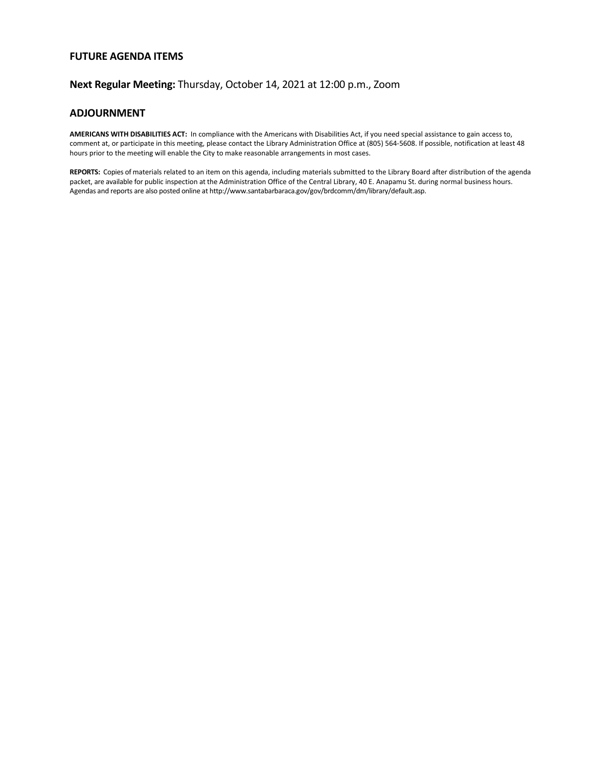## FUTURE AGENDA ITEMS

## Next Regular Meeting: Thursday, October 14, 2021 at 12:00 p.m., Zoom

## ADJOURNMENT

**AMERICANS WITH DISABILITIES ACT:** In compliance with the Americans with Disabilities Act, if you need special assistance to gain access to, comment at, or participate in this meeting, please contact the Library Administration Office at (805) 564-5608. If possible, notification at least 48 hours prior to the meeting will enable the City to make reasonable arrangements in most cases.

**REPORTS:** Copies of materials related to an item on this agenda, including materials submitted to the Library Board after distribution of the agenda packet, are available for public inspection at the Administration Office of the Central Library, 40 E. Anapamu St. during normal business hours. Agendas and reports are also posted online at http://www.santabarbaraca.gov/gov/brdcomm/dm/library/default.asp.